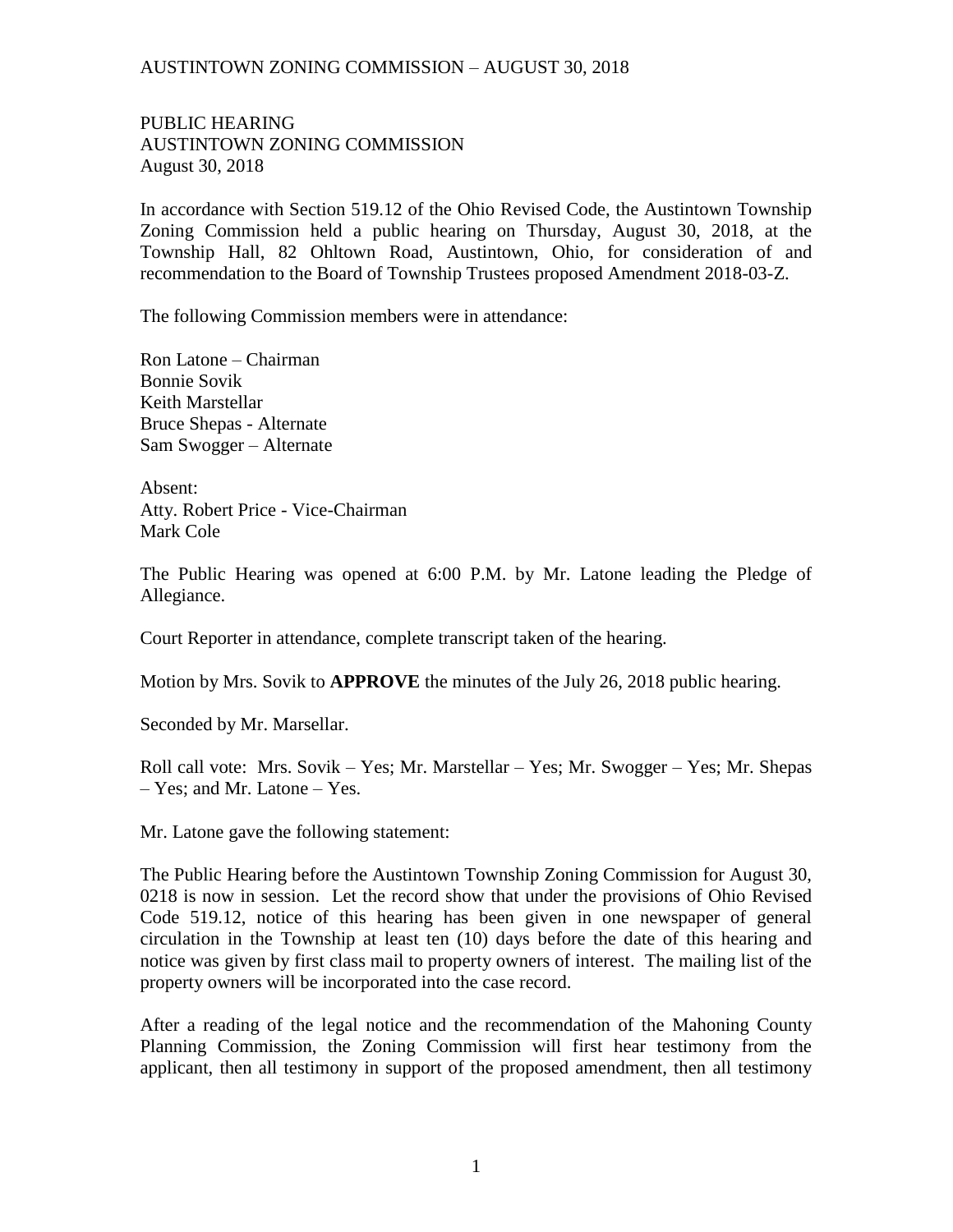PUBLIC HEARING
AUSTINTOWN ZONING COMMISSION
August 30, 2018

In accordance with Section 519.12 of the Ohio Revised Code, the Austintown Township Zoning Commission held a public hearing on Thursday, August 30, 2018, at the Township Hall, 82 Ohltown Road, Austintown, Ohio, for consideration of and recommendation to the Board of Township Trustees proposed Amendment 2018-03-Z.

The following Commission members were in attendance:

Ron Latone – Chairman
Bonnie Sovik
Keith Marstellar
Bruce Shepas - Alternate
Sam Swogger – Alternate

Absent:
Atty. Robert Price - Vice-Chairman
Mark Cole

The Public Hearing was opened at 6:00 P.M. by Mr. Latone leading the Pledge of Allegiance.

Court Reporter in attendance, complete transcript taken of the hearing.

Motion by Mrs. Sovik to **APPROVE** the minutes of the July 26, 2018 public hearing.

Seconded by Mr. Marsellar.

Roll call vote: Mrs. Sovik – Yes; Mr. Marstellar – Yes; Mr. Swogger – Yes; Mr. Shepas – Yes; and Mr. Latone – Yes.

Mr. Latone gave the following statement:

The Public Hearing before the Austintown Township Zoning Commission for August 30, 0218 is now in session. Let the record show that under the provisions of Ohio Revised Code 519.12, notice of this hearing has been given in one newspaper of general circulation in the Township at least ten (10) days before the date of this hearing and notice was given by first class mail to property owners of interest. The mailing list of the property owners will be incorporated into the case record.

After a reading of the legal notice and the recommendation of the Mahoning County Planning Commission, the Zoning Commission will first hear testimony from the applicant, then all testimony in support of the proposed amendment, then all testimony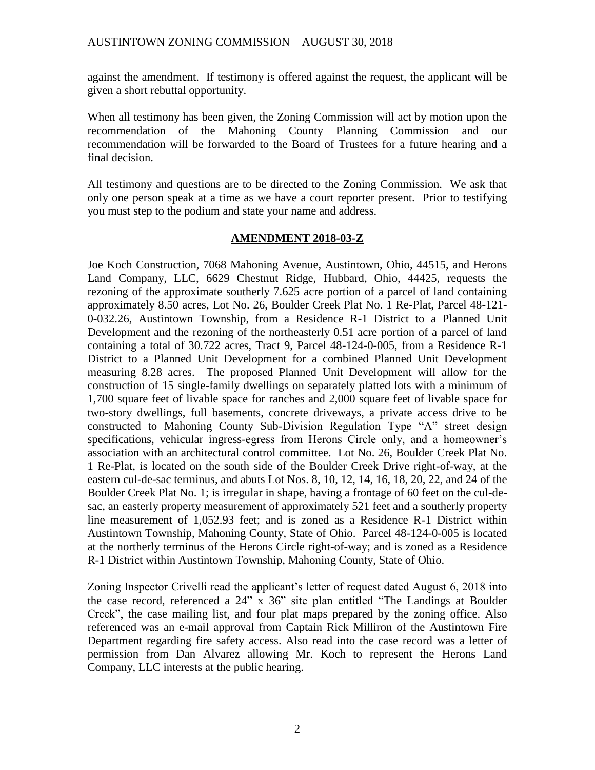against the amendment. If testimony is offered against the request, the applicant will be given a short rebuttal opportunity.

When all testimony has been given, the Zoning Commission will act by motion upon the recommendation of the Mahoning County Planning Commission and our recommendation will be forwarded to the Board of Trustees for a future hearing and a final decision.

All testimony and questions are to be directed to the Zoning Commission. We ask that only one person speak at a time as we have a court reporter present. Prior to testifying you must step to the podium and state your name and address.

## AMENDMENT 2018-03-Z

Joe Koch Construction, 7068 Mahoning Avenue, Austintown, Ohio, 44515, and Herons Land Company, LLC, 6629 Chestnut Ridge, Hubbard, Ohio, 44425, requests the rezoning of the approximate southerly 7.625 acre portion of a parcel of land containing approximately 8.50 acres, Lot No. 26, Boulder Creek Plat No. 1 Re-Plat, Parcel 48-121-0-032.26, Austintown Township, from a Residence R-1 District to a Planned Unit Development and the rezoning of the northeasterly 0.51 acre portion of a parcel of land containing a total of 30.722 acres, Tract 9, Parcel 48-124-0-005, from a Residence R-1 District to a Planned Unit Development for a combined Planned Unit Development measuring 8.28 acres. The proposed Planned Unit Development will allow for the construction of 15 single-family dwellings on separately platted lots with a minimum of 1,700 square feet of livable space for ranches and 2,000 square feet of livable space for two-story dwellings, full basements, concrete driveways, a private access drive to be constructed to Mahoning County Sub-Division Regulation Type "A" street design specifications, vehicular ingress-egress from Herons Circle only, and a homeowner's association with an architectural control committee. Lot No. 26, Boulder Creek Plat No. 1 Re-Plat, is located on the south side of the Boulder Creek Drive right-of-way, at the eastern cul-de-sac terminus, and abuts Lot Nos. 8, 10, 12, 14, 16, 18, 20, 22, and 24 of the Boulder Creek Plat No. 1; is irregular in shape, having a frontage of 60 feet on the cul-de-sac, an easterly property measurement of approximately 521 feet and a southerly property line measurement of 1,052.93 feet; and is zoned as a Residence R-1 District within Austintown Township, Mahoning County, State of Ohio. Parcel 48-124-0-005 is located at the northerly terminus of the Herons Circle right-of-way; and is zoned as a Residence R-1 District within Austintown Township, Mahoning County, State of Ohio.

Zoning Inspector Crivelli read the applicant's letter of request dated August 6, 2018 into the case record, referenced a 24" x 36" site plan entitled "The Landings at Boulder Creek", the case mailing list, and four plat maps prepared by the zoning office. Also referenced was an e-mail approval from Captain Rick Milliron of the Austintown Fire Department regarding fire safety access. Also read into the case record was a letter of permission from Dan Alvarez allowing Mr. Koch to represent the Herons Land Company, LLC interests at the public hearing.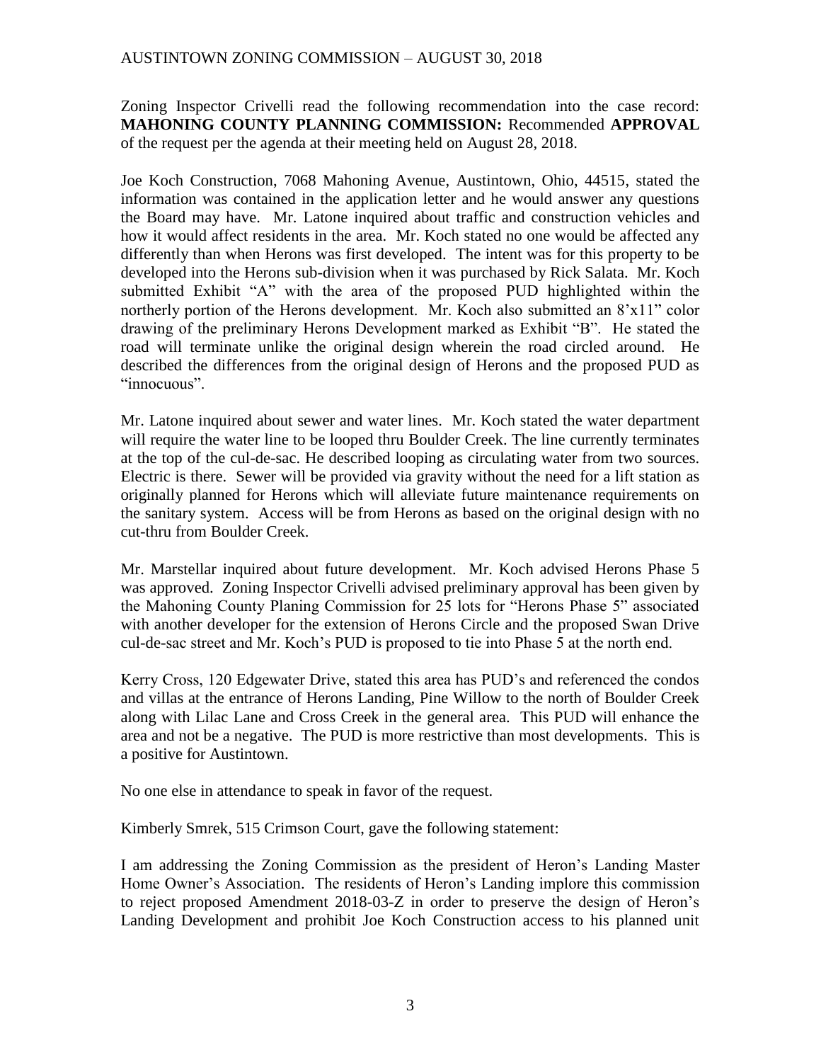Zoning Inspector Crivelli read the following recommendation into the case record: **MAHONING COUNTY PLANNING COMMISSION:** Recommended **APPROVAL** of the request per the agenda at their meeting held on August 28, 2018.

Joe Koch Construction, 7068 Mahoning Avenue, Austintown, Ohio, 44515, stated the information was contained in the application letter and he would answer any questions the Board may have. Mr. Latone inquired about traffic and construction vehicles and how it would affect residents in the area. Mr. Koch stated no one would be affected any differently than when Herons was first developed. The intent was for this property to be developed into the Herons sub-division when it was purchased by Rick Salata. Mr. Koch submitted Exhibit "A" with the area of the proposed PUD highlighted within the northerly portion of the Herons development. Mr. Koch also submitted an 8'x11" color drawing of the preliminary Herons Development marked as Exhibit "B". He stated the road will terminate unlike the original design wherein the road circled around. He described the differences from the original design of Herons and the proposed PUD as "innocuous".

Mr. Latone inquired about sewer and water lines. Mr. Koch stated the water department will require the water line to be looped thru Boulder Creek. The line currently terminates at the top of the cul-de-sac. He described looping as circulating water from two sources. Electric is there. Sewer will be provided via gravity without the need for a lift station as originally planned for Herons which will alleviate future maintenance requirements on the sanitary system. Access will be from Herons as based on the original design with no cut-thru from Boulder Creek.

Mr. Marstellar inquired about future development. Mr. Koch advised Herons Phase 5 was approved. Zoning Inspector Crivelli advised preliminary approval has been given by the Mahoning County Planing Commission for 25 lots for "Herons Phase 5" associated with another developer for the extension of Herons Circle and the proposed Swan Drive cul-de-sac street and Mr. Koch's PUD is proposed to tie into Phase 5 at the north end.

Kerry Cross, 120 Edgewater Drive, stated this area has PUD's and referenced the condos and villas at the entrance of Herons Landing, Pine Willow to the north of Boulder Creek along with Lilac Lane and Cross Creek in the general area. This PUD will enhance the area and not be a negative. The PUD is more restrictive than most developments. This is a positive for Austintown.

No one else in attendance to speak in favor of the request.

Kimberly Smrek, 515 Crimson Court, gave the following statement:

I am addressing the Zoning Commission as the president of Heron's Landing Master Home Owner's Association. The residents of Heron's Landing implore this commission to reject proposed Amendment 2018-03-Z in order to preserve the design of Heron's Landing Development and prohibit Joe Koch Construction access to his planned unit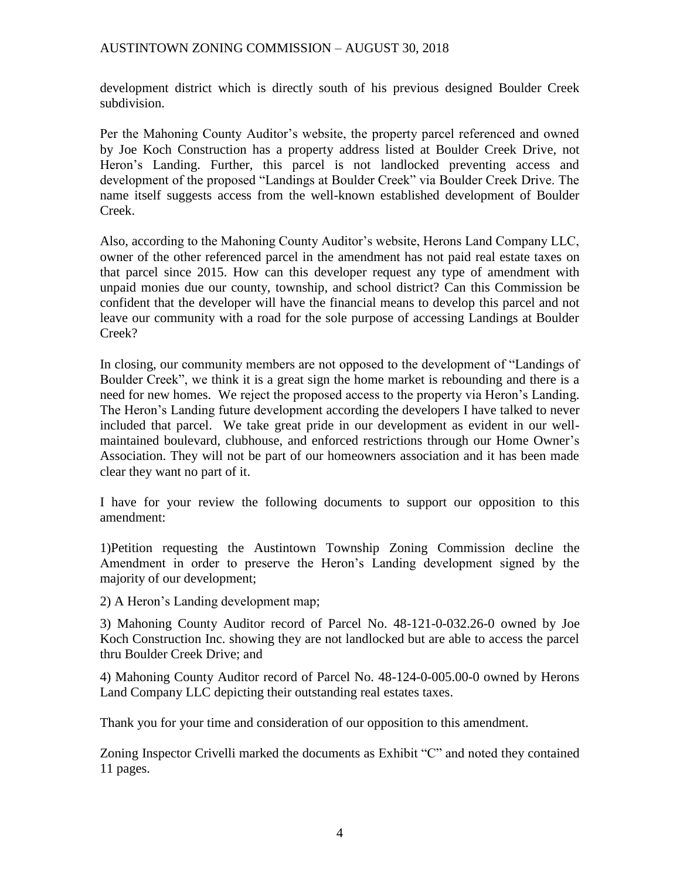development district which is directly south of his previous designed Boulder Creek subdivision.

Per the Mahoning County Auditor's website, the property parcel referenced and owned by Joe Koch Construction has a property address listed at Boulder Creek Drive, not Heron's Landing. Further, this parcel is not landlocked preventing access and development of the proposed "Landings at Boulder Creek" via Boulder Creek Drive. The name itself suggests access from the well-known established development of Boulder Creek.

Also, according to the Mahoning County Auditor's website, Herons Land Company LLC, owner of the other referenced parcel in the amendment has not paid real estate taxes on that parcel since 2015. How can this developer request any type of amendment with unpaid monies due our county, township, and school district? Can this Commission be confident that the developer will have the financial means to develop this parcel and not leave our community with a road for the sole purpose of accessing Landings at Boulder Creek?

In closing, our community members are not opposed to the development of "Landings of Boulder Creek", we think it is a great sign the home market is rebounding and there is a need for new homes. We reject the proposed access to the property via Heron's Landing. The Heron's Landing future development according the developers I have talked to never included that parcel. We take great pride in our development as evident in our well-maintained boulevard, clubhouse, and enforced restrictions through our Home Owner's Association. They will not be part of our homeowners association and it has been made clear they want no part of it.

I have for your review the following documents to support our opposition to this amendment:

1)Petition requesting the Austintown Township Zoning Commission decline the Amendment in order to preserve the Heron's Landing development signed by the majority of our development;

2) A Heron's Landing development map;

3) Mahoning County Auditor record of Parcel No. 48-121-0-032.26-0 owned by Joe Koch Construction Inc. showing they are not landlocked but are able to access the parcel thru Boulder Creek Drive; and

4) Mahoning County Auditor record of Parcel No. 48-124-0-005.00-0 owned by Herons Land Company LLC depicting their outstanding real estates taxes.

Thank you for your time and consideration of our opposition to this amendment.

Zoning Inspector Crivelli marked the documents as Exhibit "C" and noted they contained 11 pages.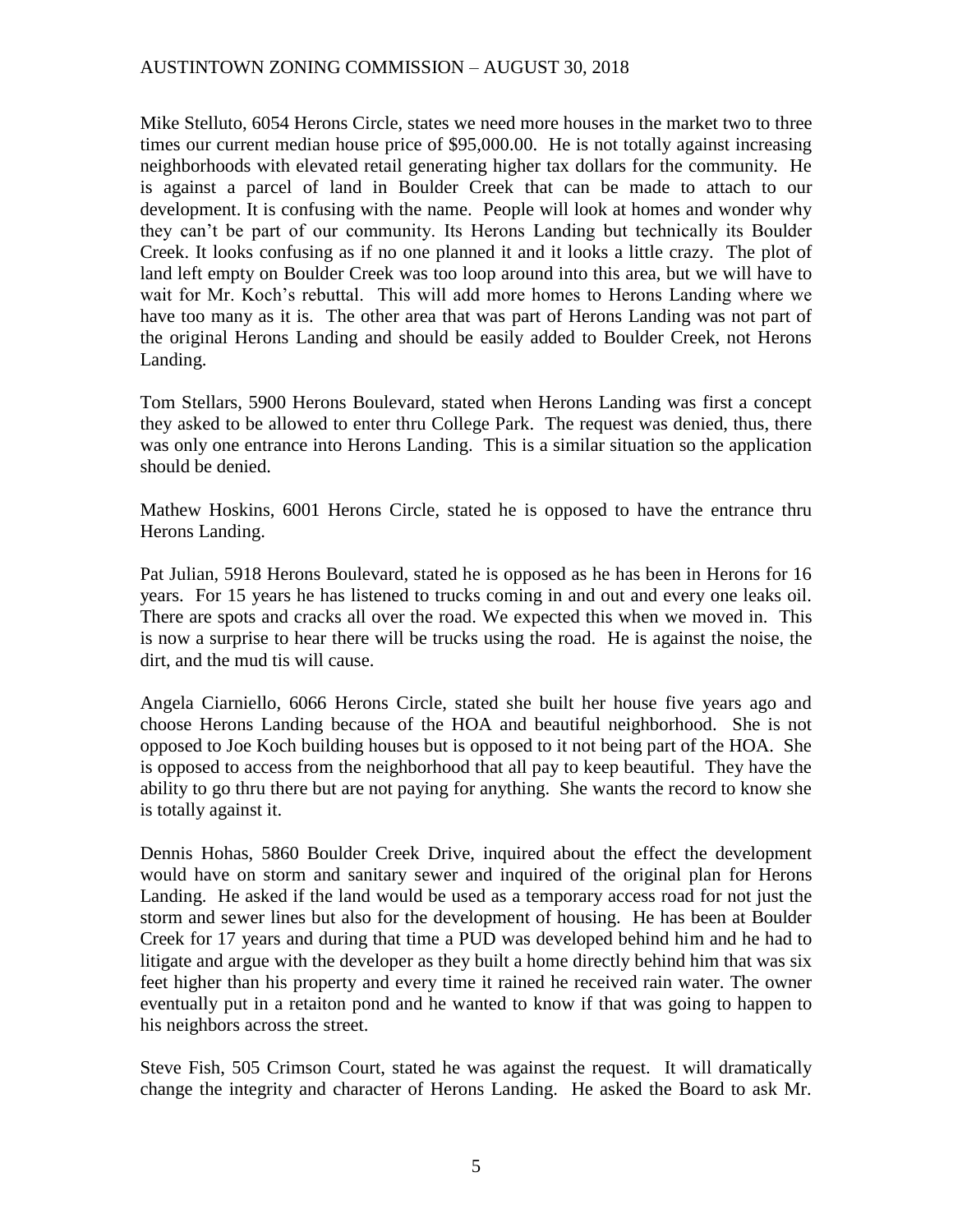Mike Stelluto, 6054 Herons Circle, states we need more houses in the market two to three times our current median house price of $95,000.00. He is not totally against increasing neighborhoods with elevated retail generating higher tax dollars for the community. He is against a parcel of land in Boulder Creek that can be made to attach to our development. It is confusing with the name. People will look at homes and wonder why they can't be part of our community. Its Herons Landing but technically its Boulder Creek. It looks confusing as if no one planned it and it looks a little crazy. The plot of land left empty on Boulder Creek was too loop around into this area, but we will have to wait for Mr. Koch's rebuttal. This will add more homes to Herons Landing where we have too many as it is. The other area that was part of Herons Landing was not part of the original Herons Landing and should be easily added to Boulder Creek, not Herons Landing.

Tom Stellars, 5900 Herons Boulevard, stated when Herons Landing was first a concept they asked to be allowed to enter thru College Park. The request was denied, thus, there was only one entrance into Herons Landing. This is a similar situation so the application should be denied.

Mathew Hoskins, 6001 Herons Circle, stated he is opposed to have the entrance thru Herons Landing.

Pat Julian, 5918 Herons Boulevard, stated he is opposed as he has been in Herons for 16 years. For 15 years he has listened to trucks coming in and out and every one leaks oil. There are spots and cracks all over the road. We expected this when we moved in. This is now a surprise to hear there will be trucks using the road. He is against the noise, the dirt, and the mud tis will cause.

Angela Ciarniello, 6066 Herons Circle, stated she built her house five years ago and choose Herons Landing because of the HOA and beautiful neighborhood. She is not opposed to Joe Koch building houses but is opposed to it not being part of the HOA. She is opposed to access from the neighborhood that all pay to keep beautiful. They have the ability to go thru there but are not paying for anything. She wants the record to know she is totally against it.

Dennis Hohas, 5860 Boulder Creek Drive, inquired about the effect the development would have on storm and sanitary sewer and inquired of the original plan for Herons Landing. He asked if the land would be used as a temporary access road for not just the storm and sewer lines but also for the development of housing. He has been at Boulder Creek for 17 years and during that time a PUD was developed behind him and he had to litigate and argue with the developer as they built a home directly behind him that was six feet higher than his property and every time it rained he received rain water. The owner eventually put in a retaiton pond and he wanted to know if that was going to happen to his neighbors across the street.

Steve Fish, 505 Crimson Court, stated he was against the request. It will dramatically change the integrity and character of Herons Landing. He asked the Board to ask Mr.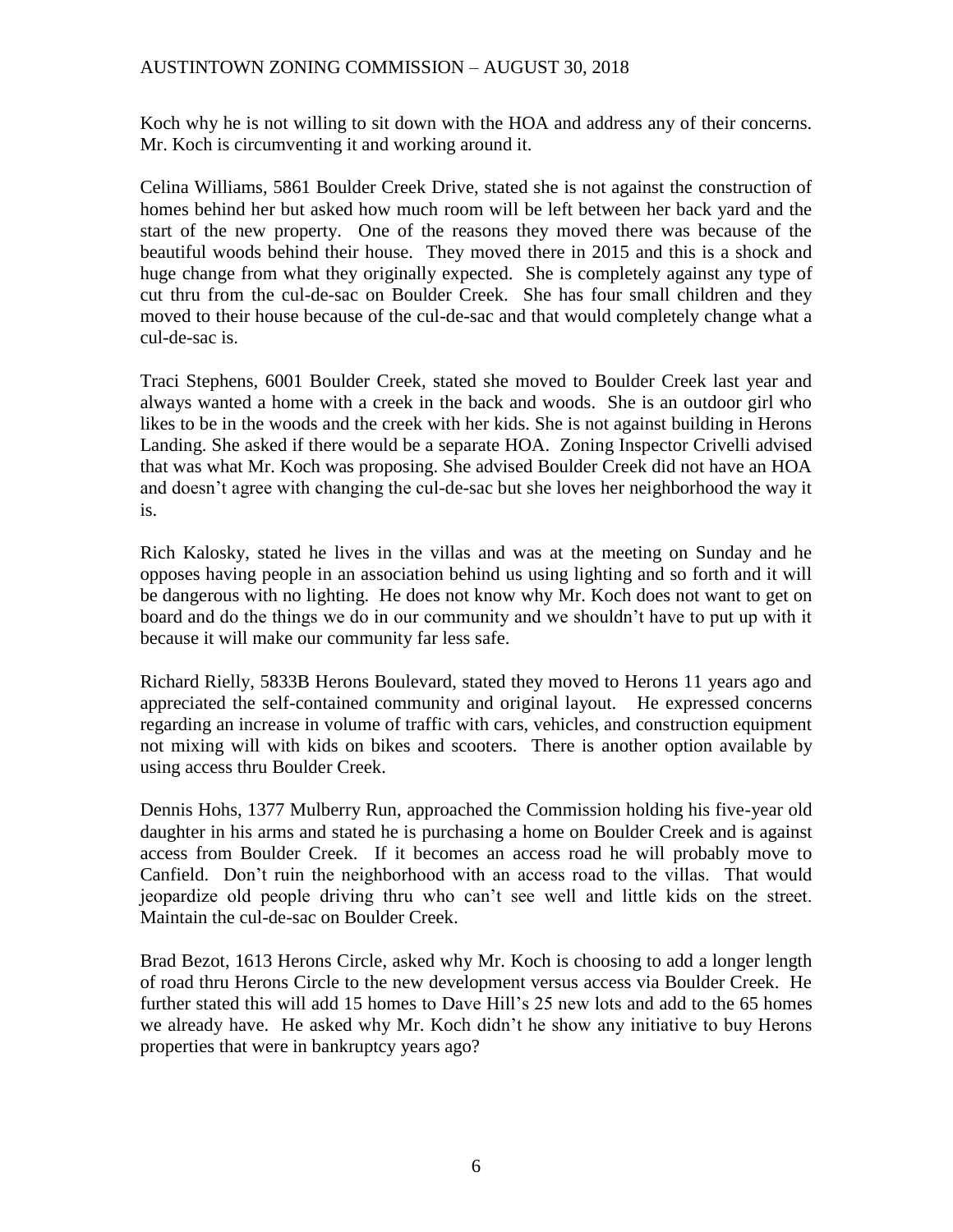Koch why he is not willing to sit down with the HOA and address any of their concerns. Mr. Koch is circumventing it and working around it.

Celina Williams, 5861 Boulder Creek Drive, stated she is not against the construction of homes behind her but asked how much room will be left between her back yard and the start of the new property. One of the reasons they moved there was because of the beautiful woods behind their house. They moved there in 2015 and this is a shock and huge change from what they originally expected. She is completely against any type of cut thru from the cul-de-sac on Boulder Creek. She has four small children and they moved to their house because of the cul-de-sac and that would completely change what a cul-de-sac is.

Traci Stephens, 6001 Boulder Creek, stated she moved to Boulder Creek last year and always wanted a home with a creek in the back and woods. She is an outdoor girl who likes to be in the woods and the creek with her kids. She is not against building in Herons Landing. She asked if there would be a separate HOA. Zoning Inspector Crivelli advised that was what Mr. Koch was proposing. She advised Boulder Creek did not have an HOA and doesn't agree with changing the cul-de-sac but she loves her neighborhood the way it is.

Rich Kalosky, stated he lives in the villas and was at the meeting on Sunday and he opposes having people in an association behind us using lighting and so forth and it will be dangerous with no lighting. He does not know why Mr. Koch does not want to get on board and do the things we do in our community and we shouldn't have to put up with it because it will make our community far less safe.

Richard Rielly, 5833B Herons Boulevard, stated they moved to Herons 11 years ago and appreciated the self-contained community and original layout. He expressed concerns regarding an increase in volume of traffic with cars, vehicles, and construction equipment not mixing will with kids on bikes and scooters. There is another option available by using access thru Boulder Creek.

Dennis Hohs, 1377 Mulberry Run, approached the Commission holding his five-year old daughter in his arms and stated he is purchasing a home on Boulder Creek and is against access from Boulder Creek. If it becomes an access road he will probably move to Canfield. Don't ruin the neighborhood with an access road to the villas. That would jeopardize old people driving thru who can't see well and little kids on the street. Maintain the cul-de-sac on Boulder Creek.

Brad Bezot, 1613 Herons Circle, asked why Mr. Koch is choosing to add a longer length of road thru Herons Circle to the new development versus access via Boulder Creek. He further stated this will add 15 homes to Dave Hill's 25 new lots and add to the 65 homes we already have. He asked why Mr. Koch didn't he show any initiative to buy Herons properties that were in bankruptcy years ago?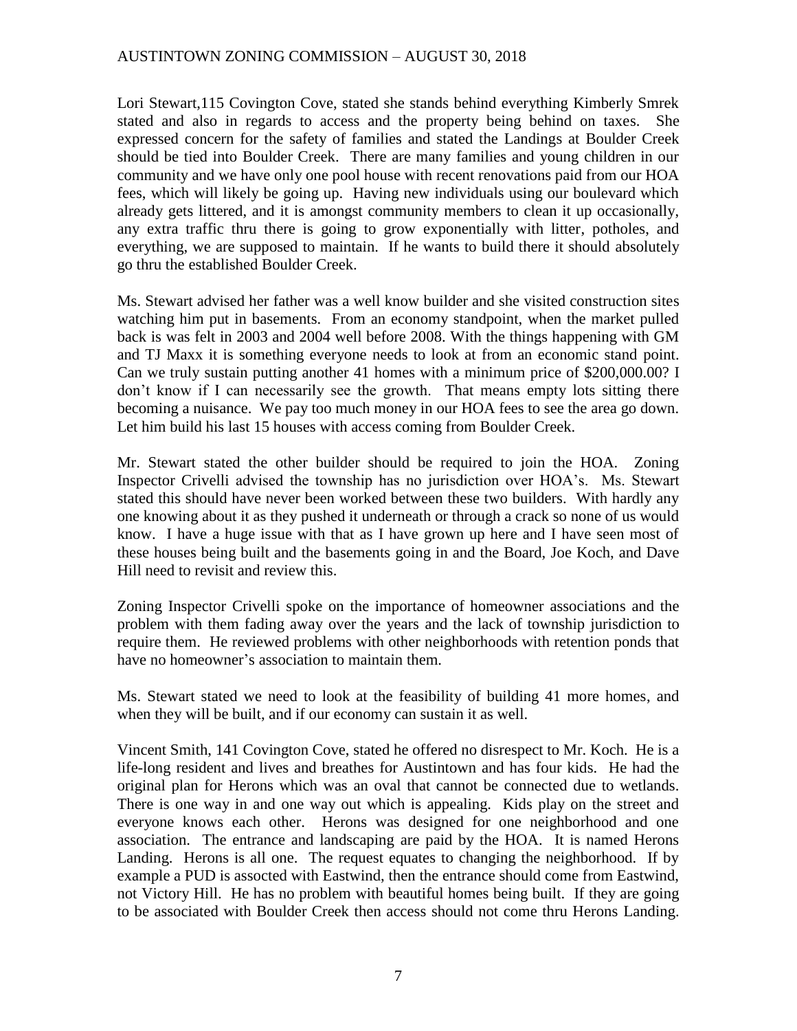Lori Stewart,115 Covington Cove, stated she stands behind everything Kimberly Smrek stated and also in regards to access and the property being behind on taxes. She expressed concern for the safety of families and stated the Landings at Boulder Creek should be tied into Boulder Creek. There are many families and young children in our community and we have only one pool house with recent renovations paid from our HOA fees, which will likely be going up. Having new individuals using our boulevard which already gets littered, and it is amongst community members to clean it up occasionally, any extra traffic thru there is going to grow exponentially with litter, potholes, and everything, we are supposed to maintain. If he wants to build there it should absolutely go thru the established Boulder Creek.

Ms. Stewart advised her father was a well know builder and she visited construction sites watching him put in basements. From an economy standpoint, when the market pulled back is was felt in 2003 and 2004 well before 2008. With the things happening with GM and TJ Maxx it is something everyone needs to look at from an economic stand point. Can we truly sustain putting another 41 homes with a minimum price of $200,000.00? I don't know if I can necessarily see the growth. That means empty lots sitting there becoming a nuisance. We pay too much money in our HOA fees to see the area go down. Let him build his last 15 houses with access coming from Boulder Creek.

Mr. Stewart stated the other builder should be required to join the HOA. Zoning Inspector Crivelli advised the township has no jurisdiction over HOA's. Ms. Stewart stated this should have never been worked between these two builders. With hardly any one knowing about it as they pushed it underneath or through a crack so none of us would know. I have a huge issue with that as I have grown up here and I have seen most of these houses being built and the basements going in and the Board, Joe Koch, and Dave Hill need to revisit and review this.

Zoning Inspector Crivelli spoke on the importance of homeowner associations and the problem with them fading away over the years and the lack of township jurisdiction to require them. He reviewed problems with other neighborhoods with retention ponds that have no homeowner's association to maintain them.

Ms. Stewart stated we need to look at the feasibility of building 41 more homes, and when they will be built, and if our economy can sustain it as well.

Vincent Smith, 141 Covington Cove, stated he offered no disrespect to Mr. Koch. He is a life-long resident and lives and breathes for Austintown and has four kids. He had the original plan for Herons which was an oval that cannot be connected due to wetlands. There is one way in and one way out which is appealing. Kids play on the street and everyone knows each other. Herons was designed for one neighborhood and one association. The entrance and landscaping are paid by the HOA. It is named Herons Landing. Herons is all one. The request equates to changing the neighborhood. If by example a PUD is assocted with Eastwind, then the entrance should come from Eastwind, not Victory Hill. He has no problem with beautiful homes being built. If they are going to be associated with Boulder Creek then access should not come thru Herons Landing.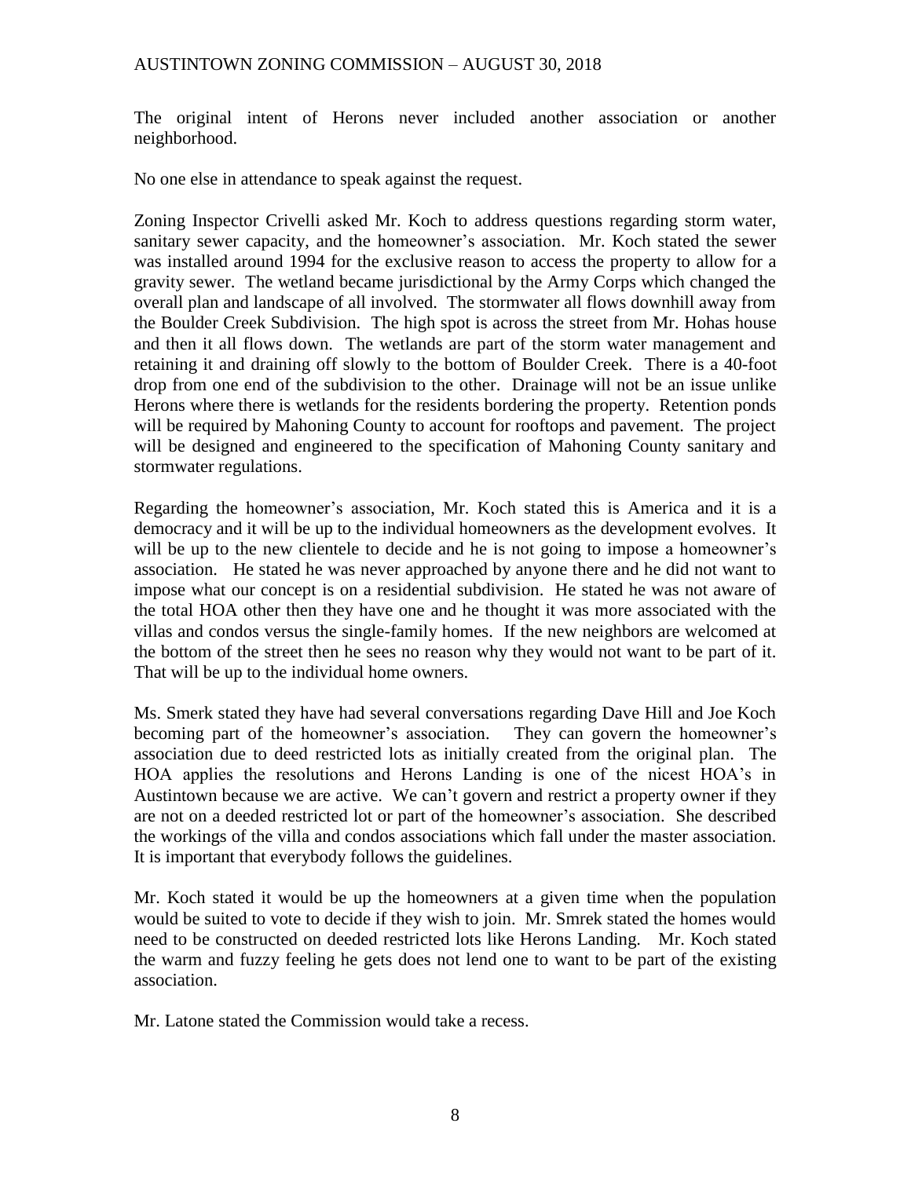The original intent of Herons never included another association or another neighborhood.

No one else in attendance to speak against the request.

Zoning Inspector Crivelli asked Mr. Koch to address questions regarding storm water, sanitary sewer capacity, and the homeowner's association. Mr. Koch stated the sewer was installed around 1994 for the exclusive reason to access the property to allow for a gravity sewer. The wetland became jurisdictional by the Army Corps which changed the overall plan and landscape of all involved. The stormwater all flows downhill away from the Boulder Creek Subdivision. The high spot is across the street from Mr. Hohas house and then it all flows down. The wetlands are part of the storm water management and retaining it and draining off slowly to the bottom of Boulder Creek. There is a 40-foot drop from one end of the subdivision to the other. Drainage will not be an issue unlike Herons where there is wetlands for the residents bordering the property. Retention ponds will be required by Mahoning County to account for rooftops and pavement. The project will be designed and engineered to the specification of Mahoning County sanitary and stormwater regulations.

Regarding the homeowner's association, Mr. Koch stated this is America and it is a democracy and it will be up to the individual homeowners as the development evolves. It will be up to the new clientele to decide and he is not going to impose a homeowner's association. He stated he was never approached by anyone there and he did not want to impose what our concept is on a residential subdivision. He stated he was not aware of the total HOA other then they have one and he thought it was more associated with the villas and condos versus the single-family homes. If the new neighbors are welcomed at the bottom of the street then he sees no reason why they would not want to be part of it. That will be up to the individual home owners.

Ms. Smerk stated they have had several conversations regarding Dave Hill and Joe Koch becoming part of the homeowner's association. They can govern the homeowner's association due to deed restricted lots as initially created from the original plan. The HOA applies the resolutions and Herons Landing is one of the nicest HOA's in Austintown because we are active. We can't govern and restrict a property owner if they are not on a deeded restricted lot or part of the homeowner's association. She described the workings of the villa and condos associations which fall under the master association. It is important that everybody follows the guidelines.

Mr. Koch stated it would be up the homeowners at a given time when the population would be suited to vote to decide if they wish to join. Mr. Smrek stated the homes would need to be constructed on deeded restricted lots like Herons Landing. Mr. Koch stated the warm and fuzzy feeling he gets does not lend one to want to be part of the existing association.

Mr. Latone stated the Commission would take a recess.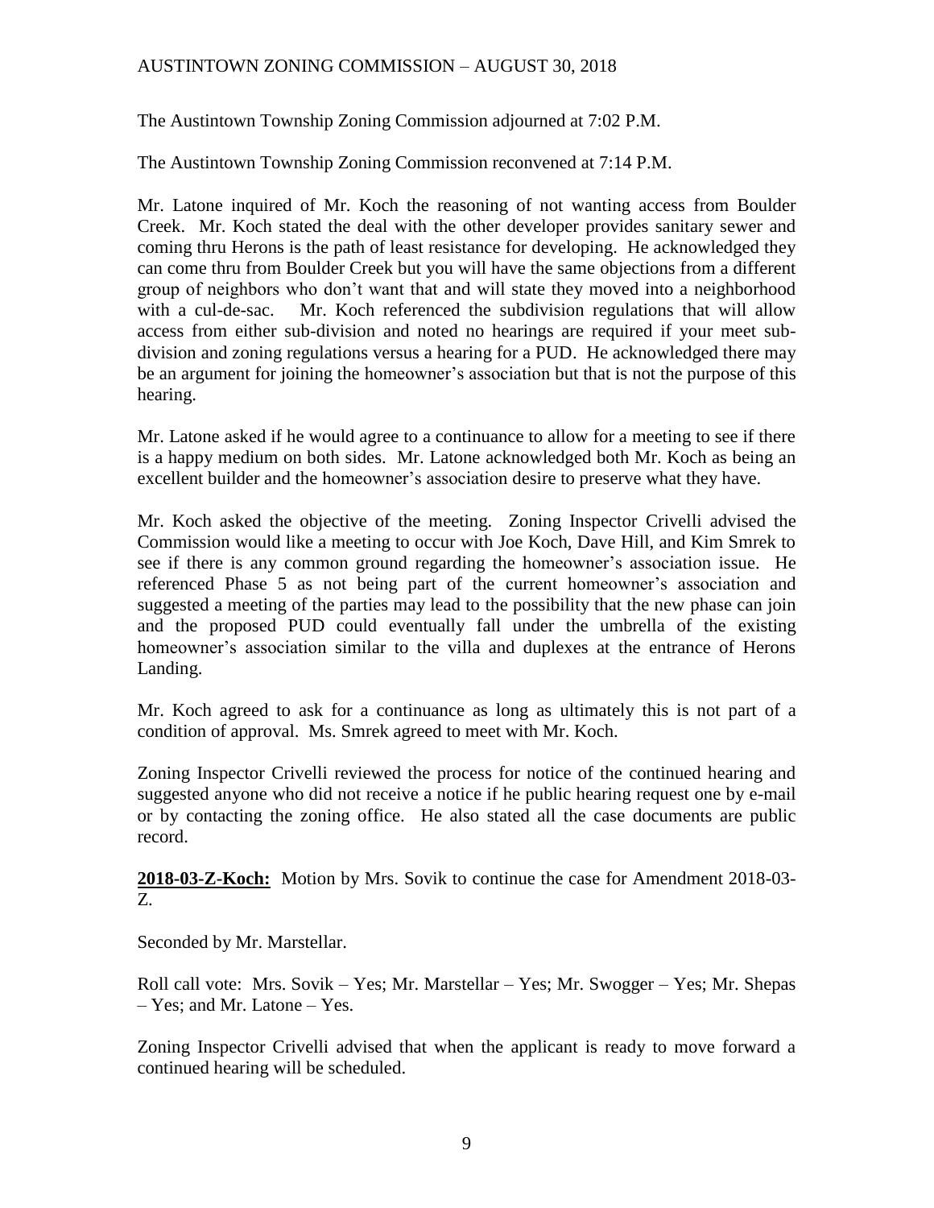The Austintown Township Zoning Commission adjourned at 7:02 P.M.

The Austintown Township Zoning Commission reconvened at 7:14 P.M.

Mr. Latone inquired of Mr. Koch the reasoning of not wanting access from Boulder Creek. Mr. Koch stated the deal with the other developer provides sanitary sewer and coming thru Herons is the path of least resistance for developing. He acknowledged they can come thru from Boulder Creek but you will have the same objections from a different group of neighbors who don't want that and will state they moved into a neighborhood with a cul-de-sac. Mr. Koch referenced the subdivision regulations that will allow access from either sub-division and noted no hearings are required if your meet sub-division and zoning regulations versus a hearing for a PUD. He acknowledged there may be an argument for joining the homeowner's association but that is not the purpose of this hearing.

Mr. Latone asked if he would agree to a continuance to allow for a meeting to see if there is a happy medium on both sides. Mr. Latone acknowledged both Mr. Koch as being an excellent builder and the homeowner's association desire to preserve what they have.

Mr. Koch asked the objective of the meeting. Zoning Inspector Crivelli advised the Commission would like a meeting to occur with Joe Koch, Dave Hill, and Kim Smrek to see if there is any common ground regarding the homeowner's association issue. He referenced Phase 5 as not being part of the current homeowner's association and suggested a meeting of the parties may lead to the possibility that the new phase can join and the proposed PUD could eventually fall under the umbrella of the existing homeowner's association similar to the villa and duplexes at the entrance of Herons Landing.

Mr. Koch agreed to ask for a continuance as long as ultimately this is not part of a condition of approval. Ms. Smrek agreed to meet with Mr. Koch.

Zoning Inspector Crivelli reviewed the process for notice of the continued hearing and suggested anyone who did not receive a notice if he public hearing request one by e-mail or by contacting the zoning office. He also stated all the case documents are public record.

**2018-03-Z-Koch:** Motion by Mrs. Sovik to continue the case for Amendment 2018-03-Z.

Seconded by Mr. Marstellar.

Roll call vote: Mrs. Sovik – Yes; Mr. Marstellar – Yes; Mr. Swogger – Yes; Mr. Shepas – Yes; and Mr. Latone – Yes.

Zoning Inspector Crivelli advised that when the applicant is ready to move forward a continued hearing will be scheduled.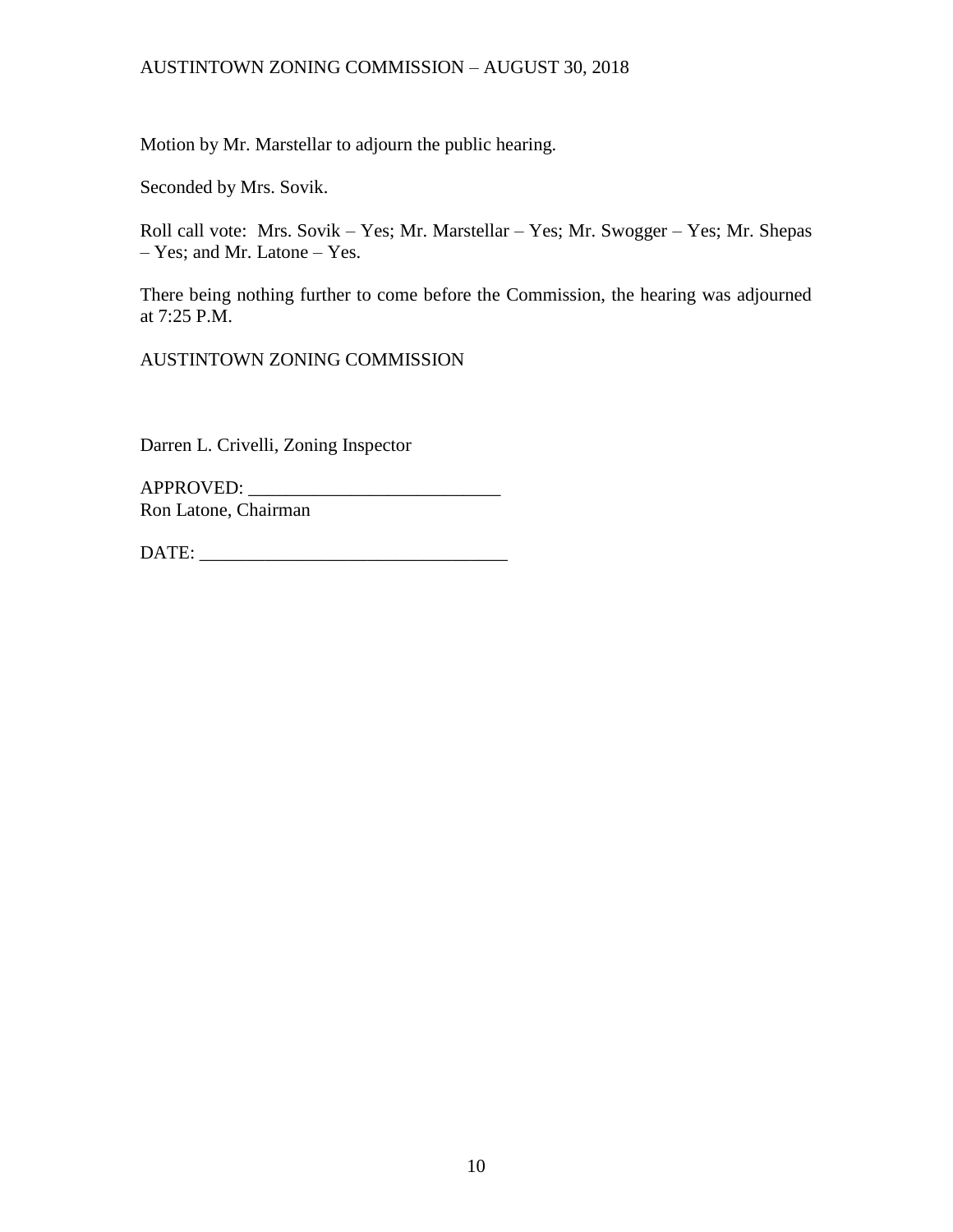Motion by Mr. Marstellar to adjourn the public hearing.

Seconded by Mrs. Sovik.

Roll call vote: Mrs. Sovik – Yes; Mr. Marstellar – Yes; Mr. Swogger – Yes; Mr. Shepas – Yes; and Mr. Latone – Yes.

There being nothing further to come before the Commission, the hearing was adjourned at 7:25 P.M.

AUSTINTOWN ZONING COMMISSION

Darren L. Crivelli, Zoning Inspector

APPROVED: ___________________________
Ron Latone, Chairman

DATE: _________________________________